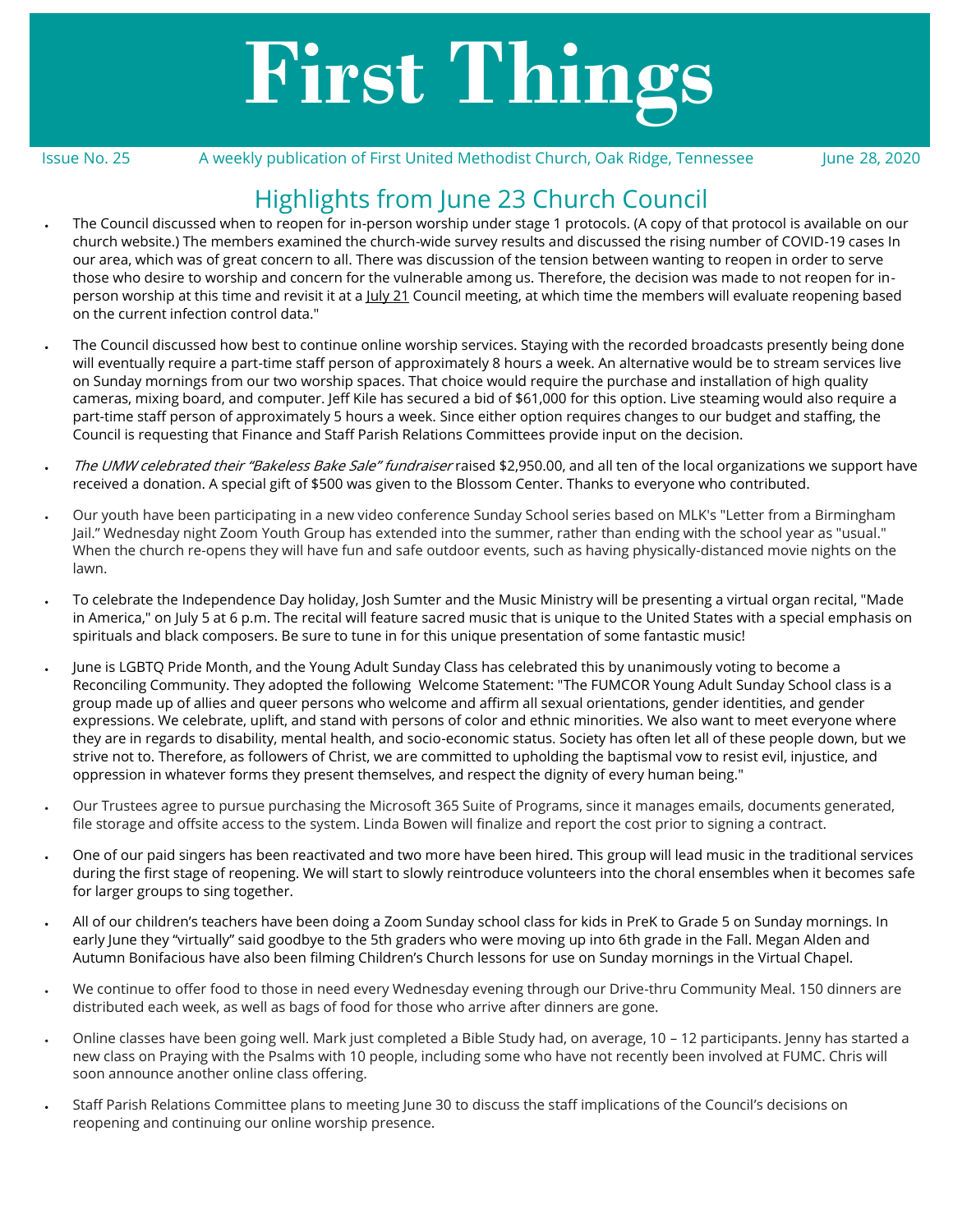# First Things

Issue No. 25 | A weekly publication of First United Methodist Church, Oak Ridge, Tennessee | June 28, 2020

## Highlights from June 23 Church Council

- The Council discussed when to reopen for in-person worship under stage 1 protocols. (A copy of that protocol is available on our church website.) The members examined the church-wide survey results and discussed the rising number of COVID-19 cases In our area, which was of great concern to all. There was discussion of the tension between wanting to reopen in order to serve those who desire to worship and concern for the vulnerable among us. Therefore, the decision was made to not reopen for in-person worship at this time and revisit it at a <u>July 21</u> Council meeting, at which time the members will evaluate reopening based on the current infection control data."

- The Council discussed how best to continue online worship services. Staying with the recorded broadcasts presently being done will eventually require a part-time staff person of approximately 8 hours a week. An alternative would be to stream services live on Sunday mornings from our two worship spaces. That choice would require the purchase and installation of high quality cameras, mixing board, and computer. Jeff Kile has secured a bid of $61,000 for this option. Live steaming would also require a part-time staff person of approximately 5 hours a week. Since either option requires changes to our budget and staffing, the Council is requesting that Finance and Staff Parish Relations Committees provide input on the decision.

- *The UMW celebrated their "Bakeless Bake Sale" fundraiser* raised $2,950.00, and all ten of the local organizations we support have received a donation. A special gift of $500 was given to the Blossom Center. Thanks to everyone who contributed.

- Our youth have been participating in a new video conference Sunday School series based on MLK's "Letter from a Birmingham Jail." Wednesday night Zoom Youth Group has extended into the summer, rather than ending with the school year as "usual." When the church re-opens they will have fun and safe outdoor events, such as having physically-distanced movie nights on the lawn.

- To celebrate the Independence Day holiday, Josh Sumter and the Music Ministry will be presenting a virtual organ recital, "Made in America," on July 5 at 6 p.m. The recital will feature sacred music that is unique to the United States with a special emphasis on spirituals and black composers. Be sure to tune in for this unique presentation of some fantastic music!

- June is LGBTQ Pride Month, and the Young Adult Sunday Class has celebrated this by unanimously voting to become a Reconciling Community. They adopted the following Welcome Statement: "The FUMCOR Young Adult Sunday School class is a group made up of allies and queer persons who welcome and affirm all sexual orientations, gender identities, and gender expressions. We celebrate, uplift, and stand with persons of color and ethnic minorities. We also want to meet everyone where they are in regards to disability, mental health, and socio-economic status. Society has often let all of these people down, but we strive not to. Therefore, as followers of Christ, we are committed to upholding the baptismal vow to resist evil, injustice, and oppression in whatever forms they present themselves, and respect the dignity of every human being."

- Our Trustees agree to pursue purchasing the Microsoft 365 Suite of Programs, since it manages emails, documents generated, file storage and offsite access to the system. Linda Bowen will finalize and report the cost prior to signing a contract.

- One of our paid singers has been reactivated and two more have been hired. This group will lead music in the traditional services during the first stage of reopening. We will start to slowly reintroduce volunteers into the choral ensembles when it becomes safe for larger groups to sing together.

- All of our children's teachers have been doing a Zoom Sunday school class for kids in PreK to Grade 5 on Sunday mornings. In early June they "virtually" said goodbye to the 5th graders who were moving up into 6th grade in the Fall. Megan Alden and Autumn Bonifacious have also been filming Children's Church lessons for use on Sunday mornings in the Virtual Chapel.

- We continue to offer food to those in need every Wednesday evening through our Drive-thru Community Meal. 150 dinners are distributed each week, as well as bags of food for those who arrive after dinners are gone.

- Online classes have been going well. Mark just completed a Bible Study had, on average, 10 – 12 participants. Jenny has started a new class on Praying with the Psalms with 10 people, including some who have not recently been involved at FUMC. Chris will soon announce another online class offering.

- Staff Parish Relations Committee plans to meeting June 30 to discuss the staff implications of the Council's decisions on reopening and continuing our online worship presence.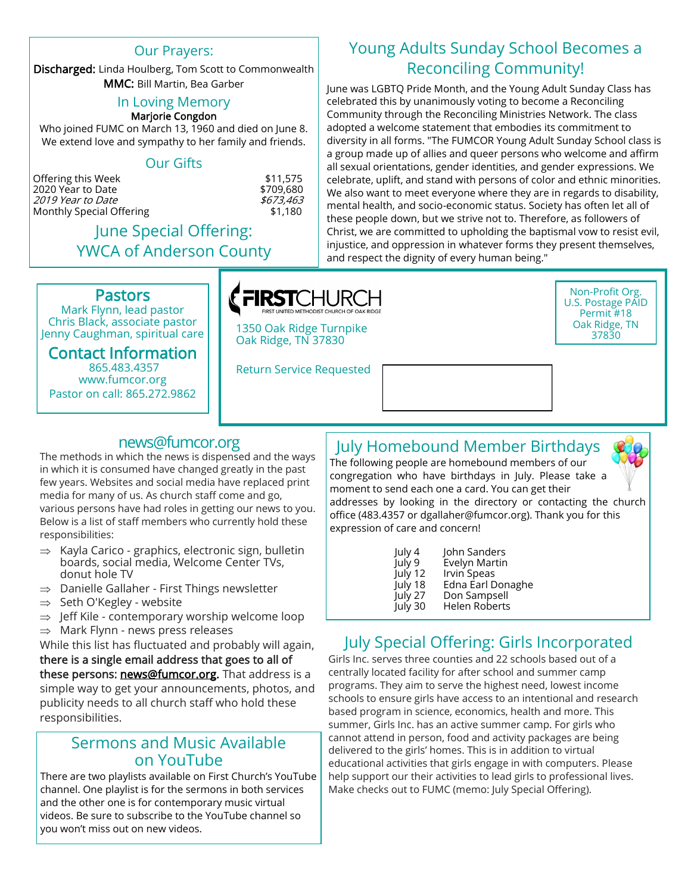## Our Prayers:

**Discharged:** Linda Houlberg, Tom Scott to Commonwealth
**MMC:** Bill Martin, Bea Garber

### In Loving Memory

**Marjorie Congdon**

Who joined FUMC on March 13, 1960 and died on June 8. We extend love and sympathy to her family and friends.

## Our Gifts

| | |
|---|---|
| Offering this Week | $11,575 |
| 2020 Year to Date | $709,680 |
| *2019 Year to Date* | *$673,463* |
| Monthly Special Offering | $1,180 |

## June Special Offering: YWCA of Anderson County

## Young Adults Sunday School Becomes a Reconciling Community!

June was LGBTQ Pride Month, and the Young Adult Sunday Class has celebrated this by unanimously voting to become a Reconciling Community through the Reconciling Ministries Network. The class adopted a welcome statement that embodies its commitment to diversity in all forms. "The FUMCOR Young Adult Sunday School class is a group made up of allies and queer persons who welcome and affirm all sexual orientations, gender identities, and gender expressions. We celebrate, uplift, and stand with persons of color and ethnic minorities. We also want to meet everyone where they are in regards to disability, mental health, and socio-economic status. Society has often let all of these people down, but we strive not to. Therefore, as followers of Christ, we are committed to upholding the baptismal vow to resist evil, injustice, and oppression in whatever forms they present themselves, and respect the dignity of every human being."

## Pastors

Mark Flynn, lead pastor
Chris Black, associate pastor
Jenny Caughman, spiritual care

## Contact Information

865.483.4357
www.fumcor.org
Pastor on call: 865.272.9862

FIRSTCHURCH
FIRST UNITED METHODIST CHURCH OF OAK RIDGE

1350 Oak Ridge Turnpike
Oak Ridge, TN 37830

Return Service Requested

Non-Profit Org.
U.S. Postage PAID
Permit #18
Oak Ridge, TN
37830

## news@fumcor.org

The methods in which the news is dispensed and the ways in which it is consumed have changed greatly in the past few years. Websites and social media have replaced print media for many of us. As church staff come and go, various persons have had roles in getting our news to you. Below is a list of staff members who currently hold these responsibilities:

- ⇒ Kayla Carico - graphics, electronic sign, bulletin boards, social media, Welcome Center TVs, donut hole TV
- ⇒ Danielle Gallaher - First Things newsletter
- ⇒ Seth O'Kegley - website
- ⇒ Jeff Kile - contemporary worship welcome loop
- ⇒ Mark Flynn - news press releases

While this list has fluctuated and probably will again, **there is a single email address that goes to all of these persons: news@fumcor.org.** That address is a simple way to get your announcements, photos, and publicity needs to all church staff who hold these responsibilities.

## Sermons and Music Available on YouTube

There are two playlists available on First Church's YouTube channel. One playlist is for the sermons in both services and the other one is for contemporary music virtual videos. Be sure to subscribe to the YouTube channel so you won't miss out on new videos.

## July Homebound Member Birthdays

The following people are homebound members of our congregation who have birthdays in July. Please take a moment to send each one a card. You can get their addresses by looking in the directory or contacting the church office (483.4357 or dgallaher@fumcor.org). Thank you for this expression of care and concern!

| | |
|---|---|
| July 4 | John Sanders |
| July 9 | Evelyn Martin |
| July 12 | Irvin Speas |
| July 18 | Edna Earl Donaghe |
| July 27 | Don Sampsell |
| July 30 | Helen Roberts |

## July Special Offering: Girls Incorporated

Girls Inc. serves three counties and 22 schools based out of a centrally located facility for after school and summer camp programs. They aim to serve the highest need, lowest income schools to ensure girls have access to an intentional and research based program in science, economics, health and more. This summer, Girls Inc. has an active summer camp. For girls who cannot attend in person, food and activity packages are being delivered to the girls' homes. This is in addition to virtual educational activities that girls engage in with computers. Please help support our their activities to lead girls to professional lives. Make checks out to FUMC (memo: July Special Offering).